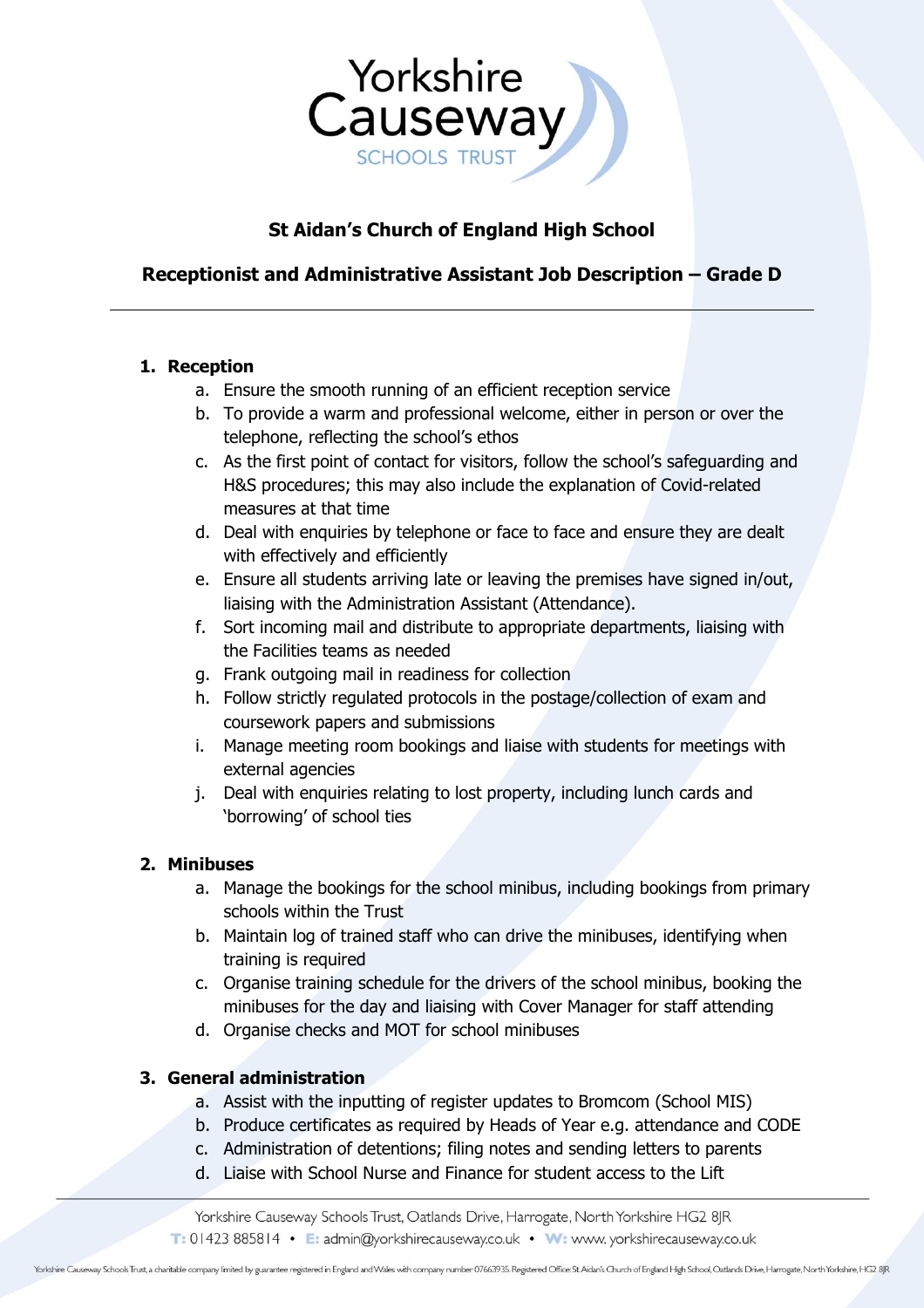# St Aidan's Church of England High School

## Receptionist and Administrative Assistant Job Description – Grade D

---

1. **Reception**
   a. Ensure the smooth running of an efficient reception service
   b. To provide a warm and professional welcome, either in person or over the telephone, reflecting the school's ethos
   c. As the first point of contact for visitors, follow the school's safeguarding and H&S procedures; this may also include the explanation of Covid-related measures at that time
   d. Deal with enquiries by telephone or face to face and ensure they are dealt with effectively and efficiently
   e. Ensure all students arriving late or leaving the premises have signed in/out, liaising with the Administration Assistant (Attendance).
   f. Sort incoming mail and distribute to appropriate departments, liaising with the Facilities teams as needed
   g. Frank outgoing mail in readiness for collection
   h. Follow strictly regulated protocols in the postage/collection of exam and coursework papers and submissions
   i. Manage meeting room bookings and liaise with students for meetings with external agencies
   j. Deal with enquiries relating to lost property, including lunch cards and 'borrowing' of school ties

2. **Minibuses**
   a. Manage the bookings for the school minibus, including bookings from primary schools within the Trust
   b. Maintain log of trained staff who can drive the minibuses, identifying when training is required
   c. Organise training schedule for the drivers of the school minibus, booking the minibuses for the day and liaising with Cover Manager for staff attending
   d. Organise checks and MOT for school minibuses

3. **General administration**
   a. Assist with the inputting of register updates to Bromcom (School MIS)
   b. Produce certificates as required by Heads of Year e.g. attendance and CODE
   c. Administration of detentions; filing notes and sending letters to parents
   d. Liaise with School Nurse and Finance for student access to the Lift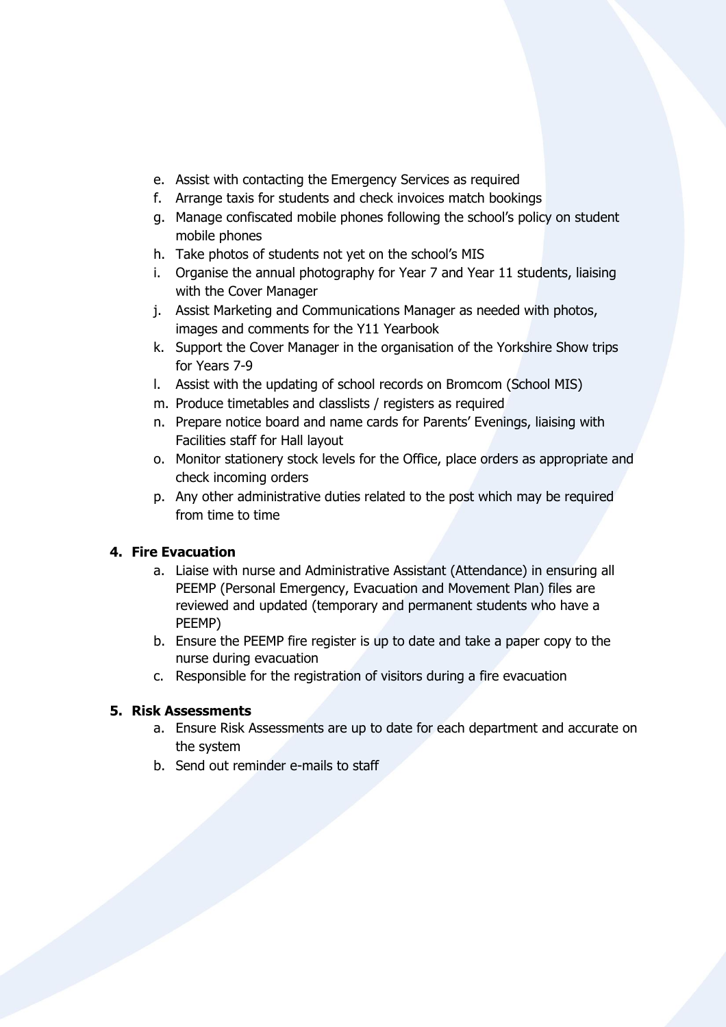e. Assist with contacting the Emergency Services as required
f. Arrange taxis for students and check invoices match bookings
g. Manage confiscated mobile phones following the school's policy on student mobile phones
h. Take photos of students not yet on the school's MIS
i. Organise the annual photography for Year 7 and Year 11 students, liaising with the Cover Manager
j. Assist Marketing and Communications Manager as needed with photos, images and comments for the Y11 Yearbook
k. Support the Cover Manager in the organisation of the Yorkshire Show trips for Years 7-9
l. Assist with the updating of school records on Bromcom (School MIS)
m. Produce timetables and classlists / registers as required
n. Prepare notice board and name cards for Parents' Evenings, liaising with Facilities staff for Hall layout
o. Monitor stationery stock levels for the Office, place orders as appropriate and check incoming orders
p. Any other administrative duties related to the post which may be required from time to time

**4. Fire Evacuation**

a. Liaise with nurse and Administrative Assistant (Attendance) in ensuring all PEEMP (Personal Emergency, Evacuation and Movement Plan) files are reviewed and updated (temporary and permanent students who have a PEEMP)
b. Ensure the PEEMP fire register is up to date and take a paper copy to the nurse during evacuation
c. Responsible for the registration of visitors during a fire evacuation

**5. Risk Assessments**

a. Ensure Risk Assessments are up to date for each department and accurate on the system
b. Send out reminder e-mails to staff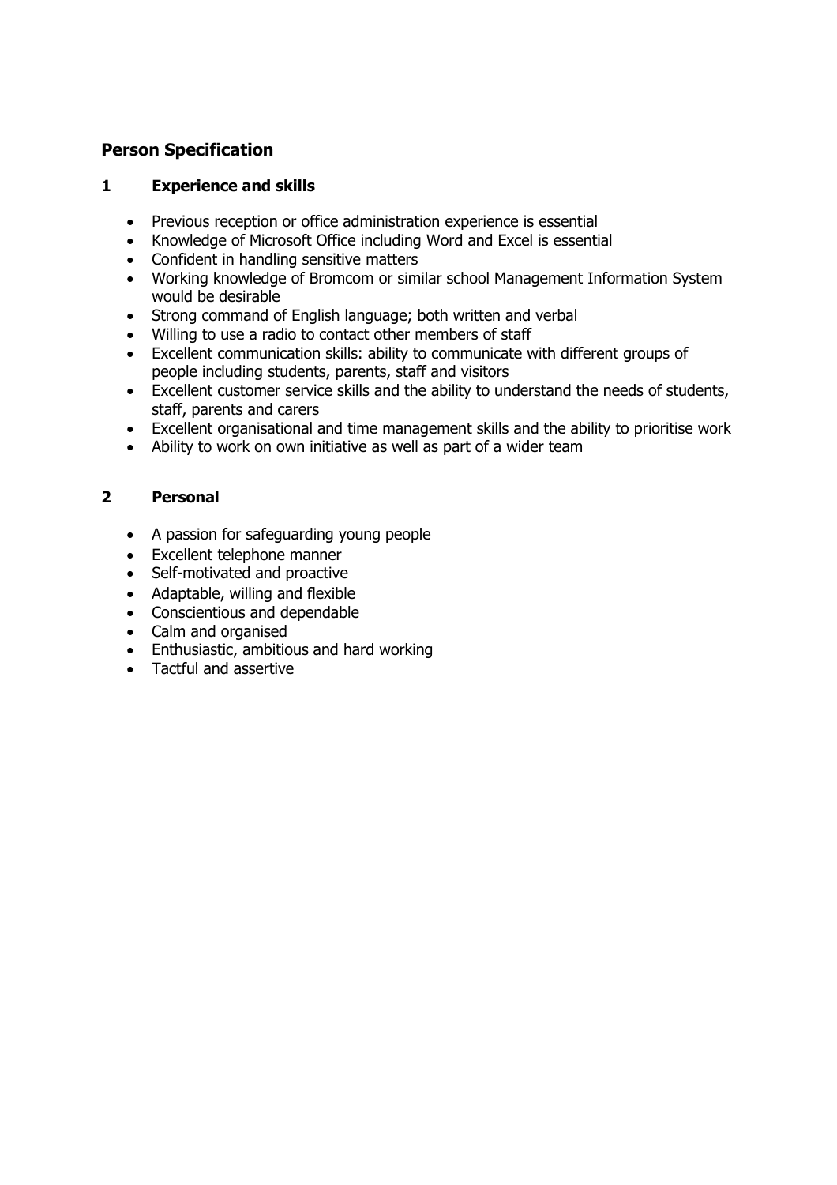## Person Specification

### 1 Experience and skills

- Previous reception or office administration experience is essential
- Knowledge of Microsoft Office including Word and Excel is essential
- Confident in handling sensitive matters
- Working knowledge of Bromcom or similar school Management Information System would be desirable
- Strong command of English language; both written and verbal
- Willing to use a radio to contact other members of staff
- Excellent communication skills: ability to communicate with different groups of people including students, parents, staff and visitors
- Excellent customer service skills and the ability to understand the needs of students, staff, parents and carers
- Excellent organisational and time management skills and the ability to prioritise work
- Ability to work on own initiative as well as part of a wider team

### 2 Personal

- A passion for safeguarding young people
- Excellent telephone manner
- Self-motivated and proactive
- Adaptable, willing and flexible
- Conscientious and dependable
- Calm and organised
- Enthusiastic, ambitious and hard working
- Tactful and assertive